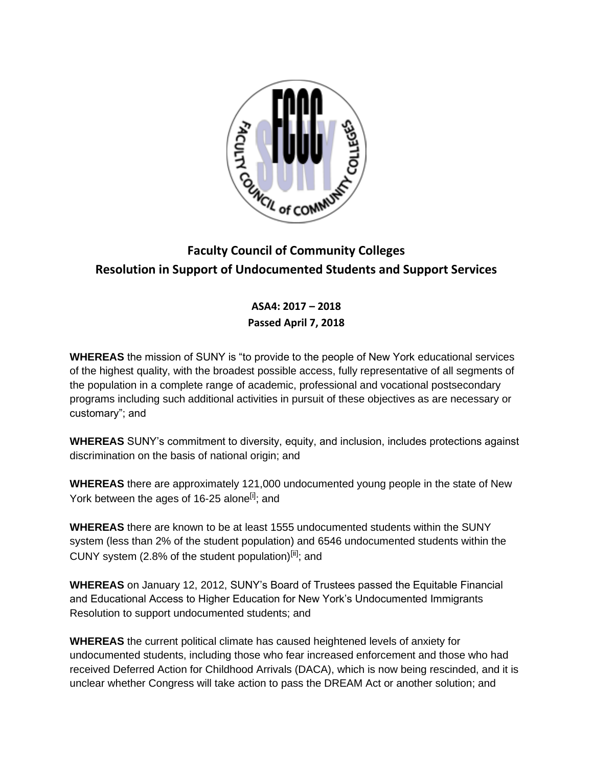# Faculty Council of Community Colleges
# Resolution in Support of Undocumented Students and Support Services

**ASA4: 2017 – 2018**
**Passed April 7, 2018**

**WHEREAS** the mission of SUNY is "to provide to the people of New York educational services of the highest quality, with the broadest possible access, fully representative of all segments of the population in a complete range of academic, professional and vocational postsecondary programs including such additional activities in pursuit of these objectives as are necessary or customary"; and

**WHEREAS** SUNY's commitment to diversity, equity, and inclusion, includes protections against discrimination on the basis of national origin; and

**WHEREAS** there are approximately 121,000 undocumented young people in the state of New York between the ages of 16-25 alone[i]; and

**WHEREAS** there are known to be at least 1555 undocumented students within the SUNY system (less than 2% of the student population) and 6546 undocumented students within the CUNY system (2.8% of the student population)[ii]; and

**WHEREAS** on January 12, 2012, SUNY's Board of Trustees passed the Equitable Financial and Educational Access to Higher Education for New York's Undocumented Immigrants Resolution to support undocumented students; and

**WHEREAS** the current political climate has caused heightened levels of anxiety for undocumented students, including those who fear increased enforcement and those who had received Deferred Action for Childhood Arrivals (DACA), which is now being rescinded, and it is unclear whether Congress will take action to pass the DREAM Act or another solution; and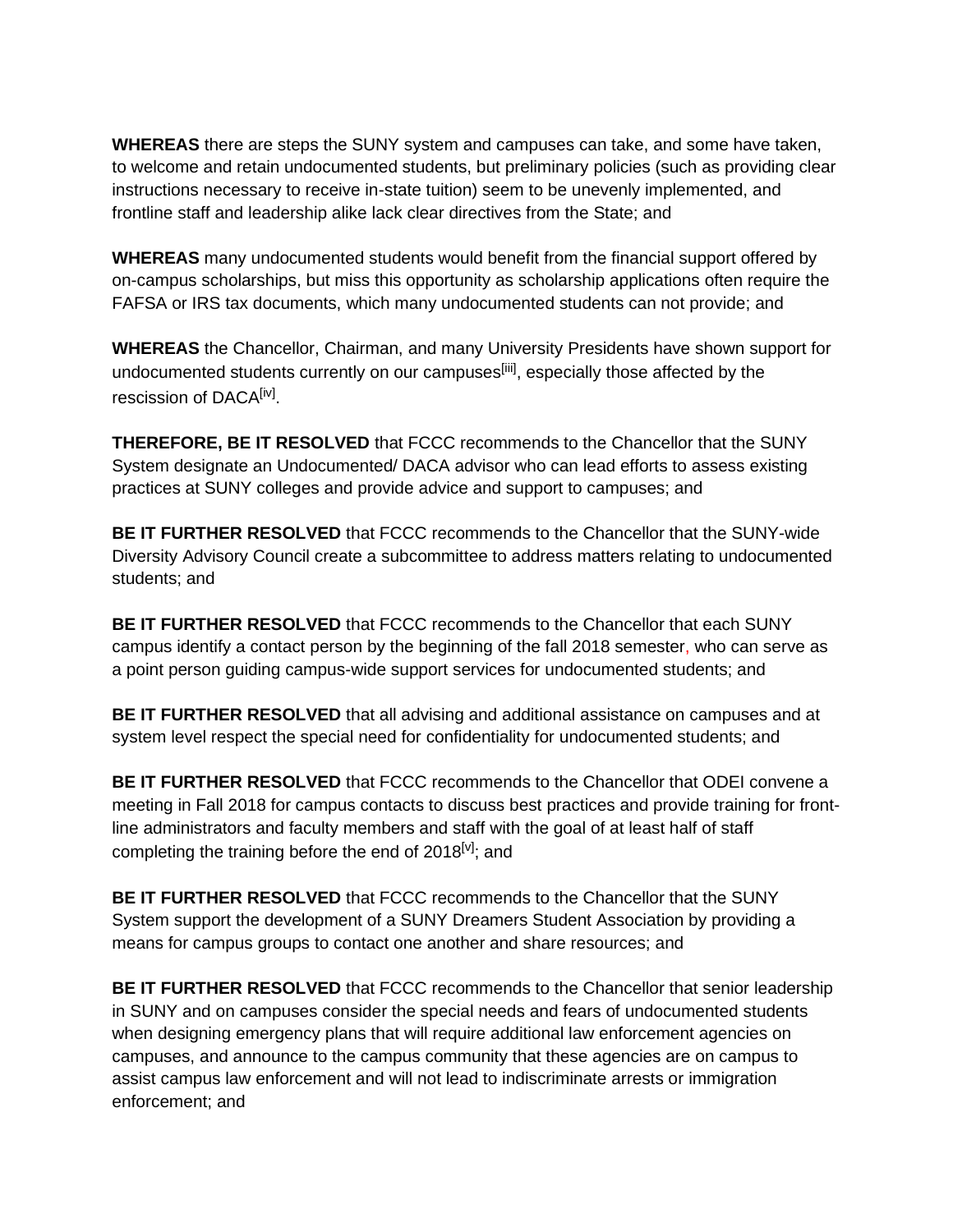**WHEREAS** there are steps the SUNY system and campuses can take, and some have taken, to welcome and retain undocumented students, but preliminary policies (such as providing clear instructions necessary to receive in-state tuition) seem to be unevenly implemented, and frontline staff and leadership alike lack clear directives from the State; and

**WHEREAS** many undocumented students would benefit from the financial support offered by on-campus scholarships, but miss this opportunity as scholarship applications often require the FAFSA or IRS tax documents, which many undocumented students can not provide; and

**WHEREAS** the Chancellor, Chairman, and many University Presidents have shown support for undocumented students currently on our campuses[iii], especially those affected by the rescission of DACA[iv].

**THEREFORE, BE IT RESOLVED** that FCCC recommends to the Chancellor that the SUNY System designate an Undocumented/ DACA advisor who can lead efforts to assess existing practices at SUNY colleges and provide advice and support to campuses; and

**BE IT FURTHER RESOLVED** that FCCC recommends to the Chancellor that the SUNY-wide Diversity Advisory Council create a subcommittee to address matters relating to undocumented students; and

**BE IT FURTHER RESOLVED** that FCCC recommends to the Chancellor that each SUNY campus identify a contact person by the beginning of the fall 2018 semester, who can serve as a point person guiding campus-wide support services for undocumented students; and

**BE IT FURTHER RESOLVED** that all advising and additional assistance on campuses and at system level respect the special need for confidentiality for undocumented students; and

**BE IT FURTHER RESOLVED** that FCCC recommends to the Chancellor that ODEI convene a meeting in Fall 2018 for campus contacts to discuss best practices and provide training for front-line administrators and faculty members and staff with the goal of at least half of staff completing the training before the end of 2018[v]; and

**BE IT FURTHER RESOLVED** that FCCC recommends to the Chancellor that the SUNY System support the development of a SUNY Dreamers Student Association by providing a means for campus groups to contact one another and share resources; and

**BE IT FURTHER RESOLVED** that FCCC recommends to the Chancellor that senior leadership in SUNY and on campuses consider the special needs and fears of undocumented students when designing emergency plans that will require additional law enforcement agencies on campuses, and announce to the campus community that these agencies are on campus to assist campus law enforcement and will not lead to indiscriminate arrests or immigration enforcement; and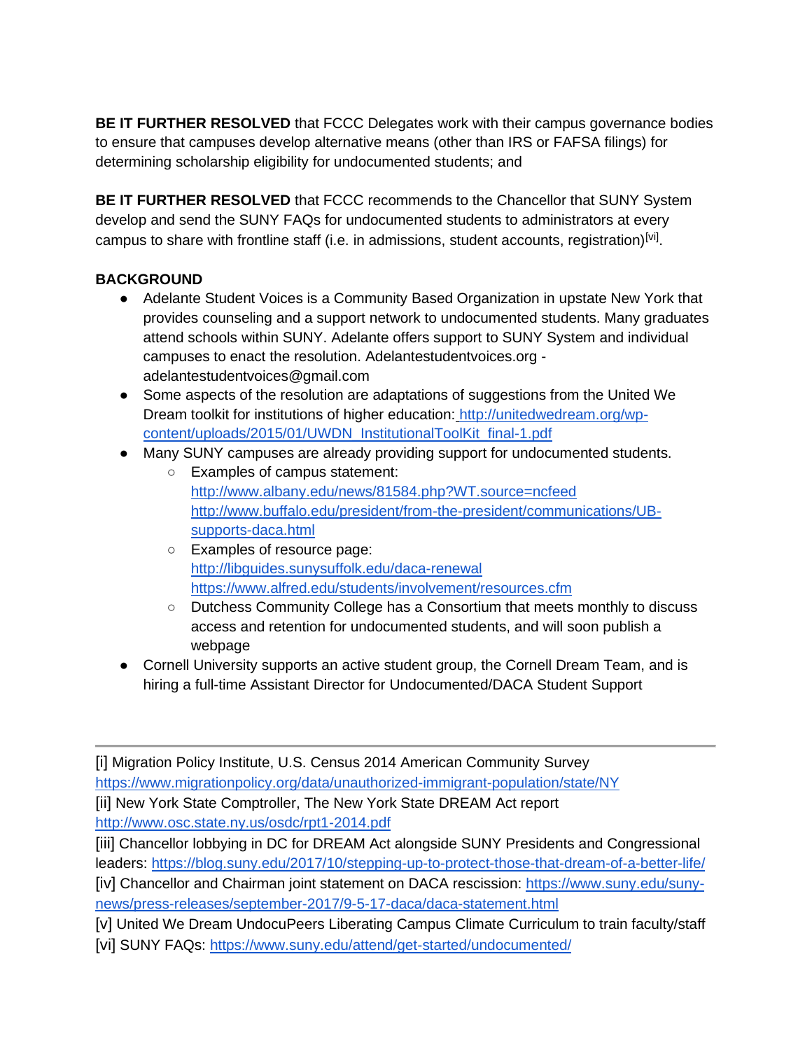**BE IT FURTHER RESOLVED** that FCCC Delegates work with their campus governance bodies to ensure that campuses develop alternative means (other than IRS or FAFSA filings) for determining scholarship eligibility for undocumented students; and

**BE IT FURTHER RESOLVED** that FCCC recommends to the Chancellor that SUNY System develop and send the SUNY FAQs for undocumented students to administrators at every campus to share with frontline staff (i.e. in admissions, student accounts, registration)[vi].

**BACKGROUND**

- Adelante Student Voices is a Community Based Organization in upstate New York that provides counseling and a support network to undocumented students. Many graduates attend schools within SUNY. Adelante offers support to SUNY System and individual campuses to enact the resolution. Adelantestudentvoices.org - adelantestudentvoices@gmail.com
- Some aspects of the resolution are adaptations of suggestions from the United We Dream toolkit for institutions of higher education: http://unitedwedream.org/wp-content/uploads/2015/01/UWDN_InstitutionalToolKit_final-1.pdf
- Many SUNY campuses are already providing support for undocumented students.
  - Examples of campus statement:
    http://www.albany.edu/news/81584.php?WT.source=ncfeed
    http://www.buffalo.edu/president/from-the-president/communications/UB-supports-daca.html
  - Examples of resource page:
    http://libguides.sunysuffolk.edu/daca-renewal
    https://www.alfred.edu/students/involvement/resources.cfm
  - Dutchess Community College has a Consortium that meets monthly to discuss access and retention for undocumented students, and will soon publish a webpage
- Cornell University supports an active student group, the Cornell Dream Team, and is hiring a full-time Assistant Director for Undocumented/DACA Student Support

---

[i] Migration Policy Institute, U.S. Census 2014 American Community Survey https://www.migrationpolicy.org/data/unauthorized-immigrant-population/state/NY
[ii] New York State Comptroller, The New York State DREAM Act report http://www.osc.state.ny.us/osdc/rpt1-2014.pdf
[iii] Chancellor lobbying in DC for DREAM Act alongside SUNY Presidents and Congressional leaders: https://blog.suny.edu/2017/10/stepping-up-to-protect-those-that-dream-of-a-better-life/
[iv] Chancellor and Chairman joint statement on DACA rescission: https://www.suny.edu/suny-news/press-releases/september-2017/9-5-17-daca/daca-statement.html
[v] United We Dream UndocuPeers Liberating Campus Climate Curriculum to train faculty/staff
[vi] SUNY FAQs: https://www.suny.edu/attend/get-started/undocumented/